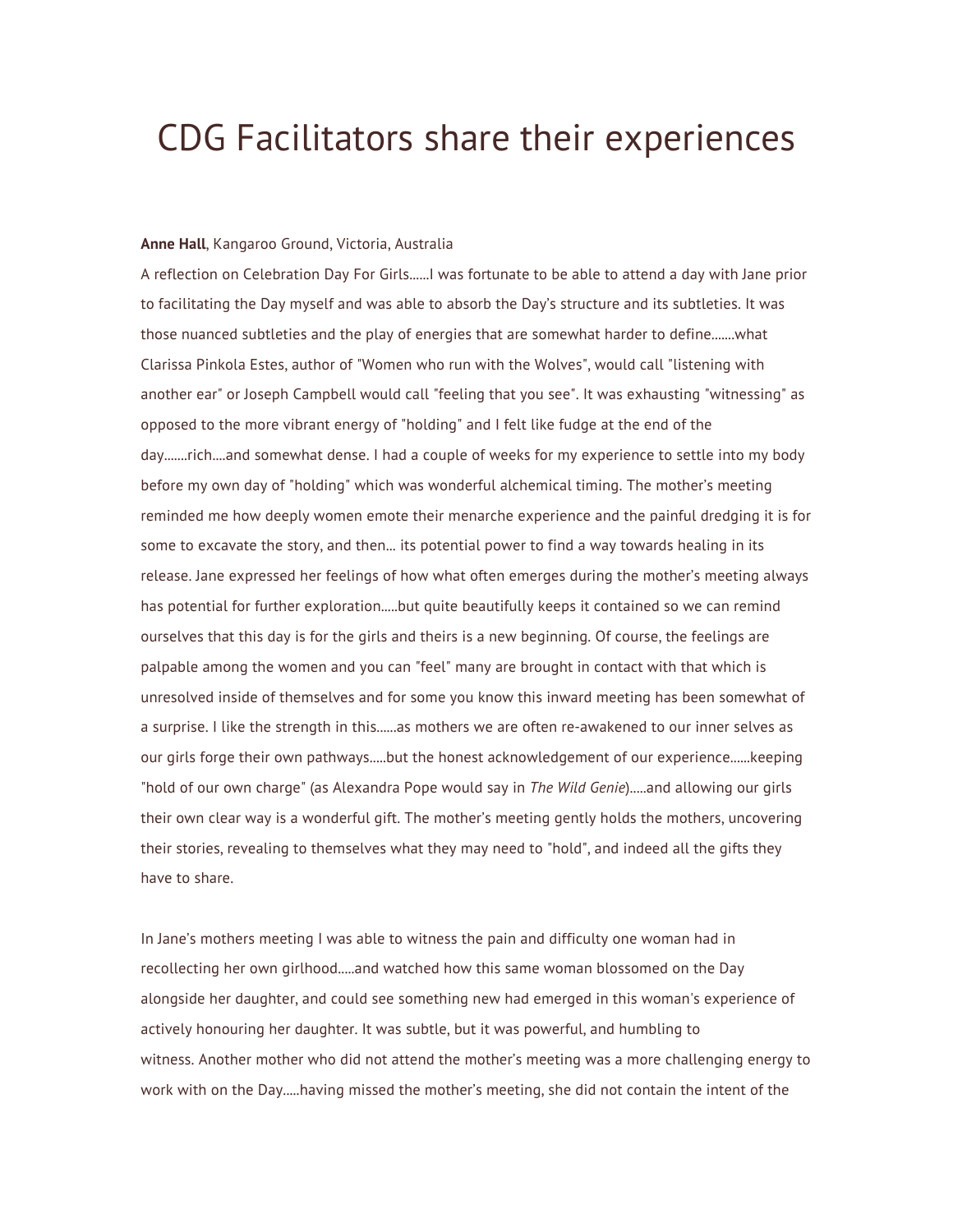# CDG Facilitators share their experiences

**Anne Hall**, Kangaroo Ground, Victoria, Australia

A reflection on Celebration Day For Girls......I was fortunate to be able to attend a day with Jane prior to facilitating the Day myself and was able to absorb the Day's structure and its subtleties. It was those nuanced subtleties and the play of energies that are somewhat harder to define.......what Clarissa Pinkola Estes, author of "Women who run with the Wolves", would call "listening with another ear" or Joseph Campbell would call "feeling that you see". It was exhausting "witnessing" as opposed to the more vibrant energy of "holding" and I felt like fudge at the end of the day.......rich....and somewhat dense. I had a couple of weeks for my experience to settle into my body before my own day of "holding" which was wonderful alchemical timing. The mother's meeting reminded me how deeply women emote their menarche experience and the painful dredging it is for some to excavate the story, and then... its potential power to find a way towards healing in its release. Jane expressed her feelings of how what often emerges during the mother's meeting always has potential for further exploration.....but quite beautifully keeps it contained so we can remind ourselves that this day is for the girls and theirs is a new beginning. Of course, the feelings are palpable among the women and you can "feel" many are brought in contact with that which is unresolved inside of themselves and for some you know this inward meeting has been somewhat of a surprise. I like the strength in this......as mothers we are often re-awakened to our inner selves as our girls forge their own pathways.....but the honest acknowledgement of our experience......keeping "hold of our own charge" (as Alexandra Pope would say in *The Wild Genie*).....and allowing our girls their own clear way is a wonderful gift. The mother's meeting gently holds the mothers, uncovering their stories, revealing to themselves what they may need to "hold", and indeed all the gifts they have to share.

In Jane's mothers meeting I was able to witness the pain and difficulty one woman had in recollecting her own girlhood.....and watched how this same woman blossomed on the Day alongside her daughter, and could see something new had emerged in this woman's experience of actively honouring her daughter. It was subtle, but it was powerful, and humbling to witness. Another mother who did not attend the mother's meeting was a more challenging energy to work with on the Day.....having missed the mother's meeting, she did not contain the intent of the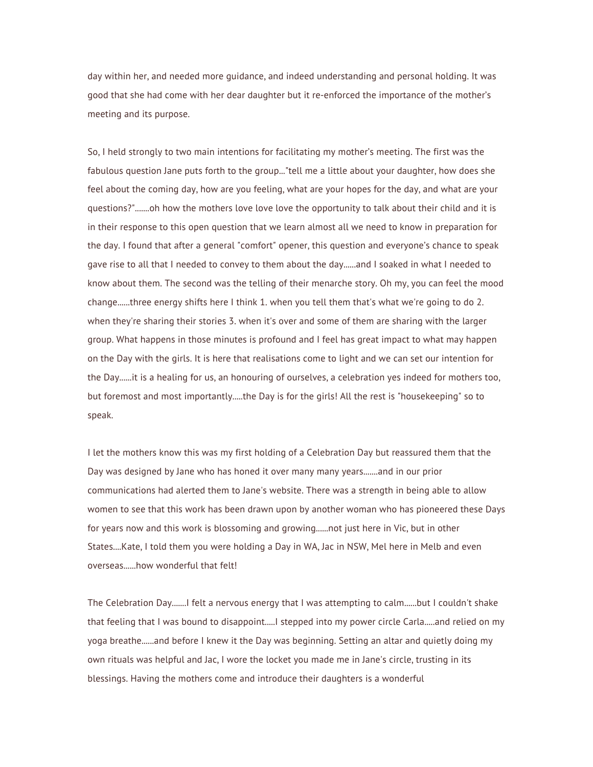day within her, and needed more guidance, and indeed understanding and personal holding. It was good that she had come with her dear daughter but it re-enforced the importance of the mother's meeting and its purpose.

So, I held strongly to two main intentions for facilitating my mother's meeting. The first was the fabulous question Jane puts forth to the group..."tell me a little about your daughter, how does she feel about the coming day, how are you feeling, what are your hopes for the day, and what are your questions?".......oh how the mothers love love love the opportunity to talk about their child and it is in their response to this open question that we learn almost all we need to know in preparation for the day. I found that after a general "comfort" opener, this question and everyone's chance to speak gave rise to all that I needed to convey to them about the day......and I soaked in what I needed to know about them. The second was the telling of their menarche story. Oh my, you can feel the mood change......three energy shifts here I think 1. when you tell them that's what we're going to do 2. when they're sharing their stories 3. when it's over and some of them are sharing with the larger group. What happens in those minutes is profound and I feel has great impact to what may happen on the Day with the girls. It is here that realisations come to light and we can set our intention for the Day......it is a healing for us, an honouring of ourselves, a celebration yes indeed for mothers too, but foremost and most importantly.....the Day is for the girls! All the rest is "housekeeping" so to speak.

I let the mothers know this was my first holding of a Celebration Day but reassured them that the Day was designed by Jane who has honed it over many many years.......and in our prior communications had alerted them to Jane's website. There was a strength in being able to allow women to see that this work has been drawn upon by another woman who has pioneered these Days for years now and this work is blossoming and growing......not just here in Vic, but in other States....Kate, I told them you were holding a Day in WA, Jac in NSW, Mel here in Melb and even overseas......how wonderful that felt!

The Celebration Day.......I felt a nervous energy that I was attempting to calm......but I couldn't shake that feeling that I was bound to disappoint.....I stepped into my power circle Carla.....and relied on my yoga breathe......and before I knew it the Day was beginning. Setting an altar and quietly doing my own rituals was helpful and Jac, I wore the locket you made me in Jane's circle, trusting in its blessings. Having the mothers come and introduce their daughters is a wonderful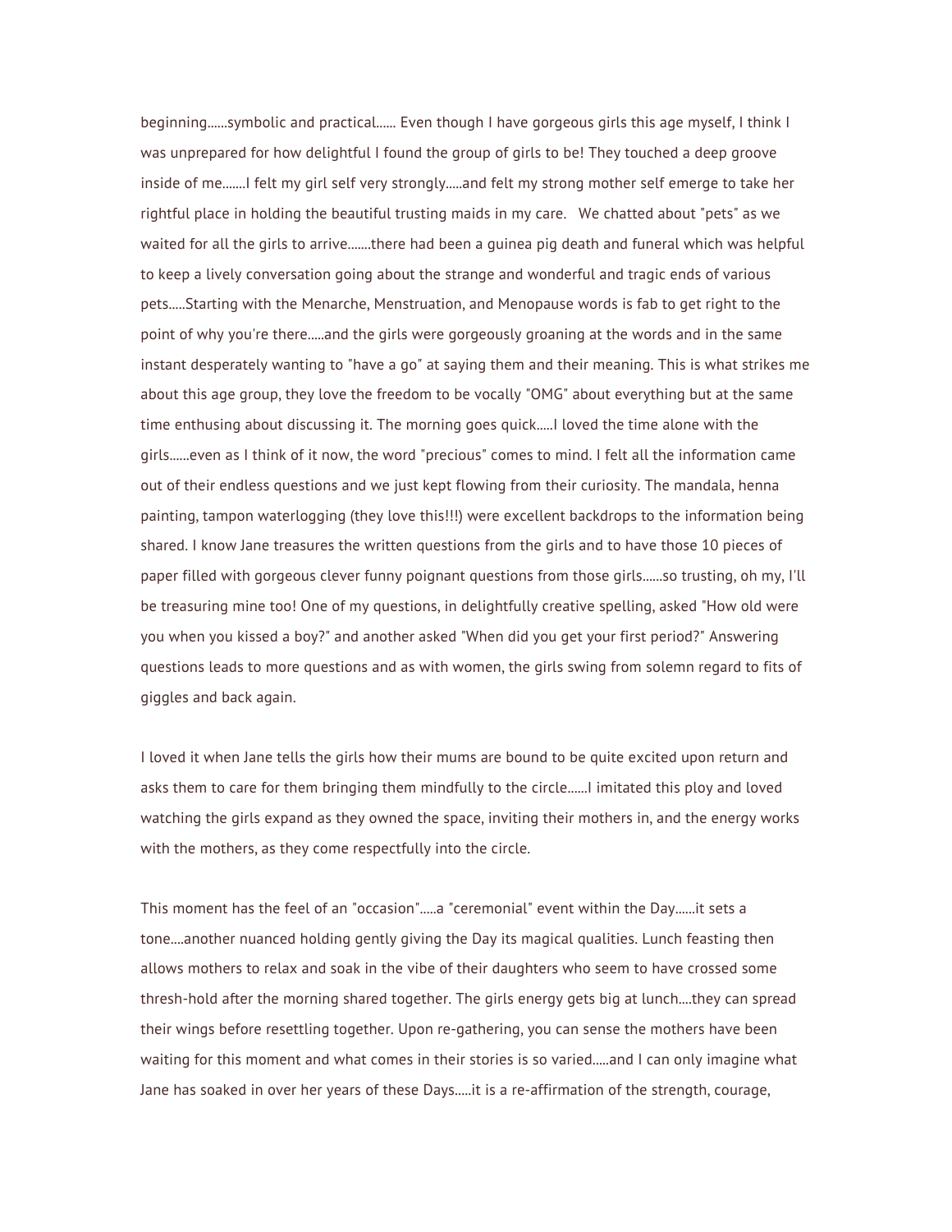beginning......symbolic and practical...... Even though I have gorgeous girls this age myself, I think I was unprepared for how delightful I found the group of girls to be! They touched a deep groove inside of me.......I felt my girl self very strongly.....and felt my strong mother self emerge to take her rightful place in holding the beautiful trusting maids in my care.   We chatted about "pets" as we waited for all the girls to arrive.......there had been a guinea pig death and funeral which was helpful to keep a lively conversation going about the strange and wonderful and tragic ends of various pets.....Starting with the Menarche, Menstruation, and Menopause words is fab to get right to the point of why you're there.....and the girls were gorgeously groaning at the words and in the same instant desperately wanting to "have a go" at saying them and their meaning. This is what strikes me about this age group, they love the freedom to be vocally "OMG" about everything but at the same time enthusing about discussing it. The morning goes quick.....I loved the time alone with the girls......even as I think of it now, the word "precious" comes to mind. I felt all the information came out of their endless questions and we just kept flowing from their curiosity. The mandala, henna painting, tampon waterlogging (they love this!!!) were excellent backdrops to the information being shared. I know Jane treasures the written questions from the girls and to have those 10 pieces of paper filled with gorgeous clever funny poignant questions from those girls......so trusting, oh my, I'll be treasuring mine too! One of my questions, in delightfully creative spelling, asked "How old were you when you kissed a boy?" and another asked "When did you get your first period?" Answering questions leads to more questions and as with women, the girls swing from solemn regard to fits of giggles and back again.

I loved it when Jane tells the girls how their mums are bound to be quite excited upon return and asks them to care for them bringing them mindfully to the circle......I imitated this ploy and loved watching the girls expand as they owned the space, inviting their mothers in, and the energy works with the mothers, as they come respectfully into the circle.

This moment has the feel of an "occasion".....a "ceremonial" event within the Day......it sets a tone....another nuanced holding gently giving the Day its magical qualities. Lunch feasting then allows mothers to relax and soak in the vibe of their daughters who seem to have crossed some thresh-hold after the morning shared together. The girls energy gets big at lunch....they can spread their wings before resettling together. Upon re-gathering, you can sense the mothers have been waiting for this moment and what comes in their stories is so varied.....and I can only imagine what Jane has soaked in over her years of these Days.....it is a re-affirmation of the strength, courage,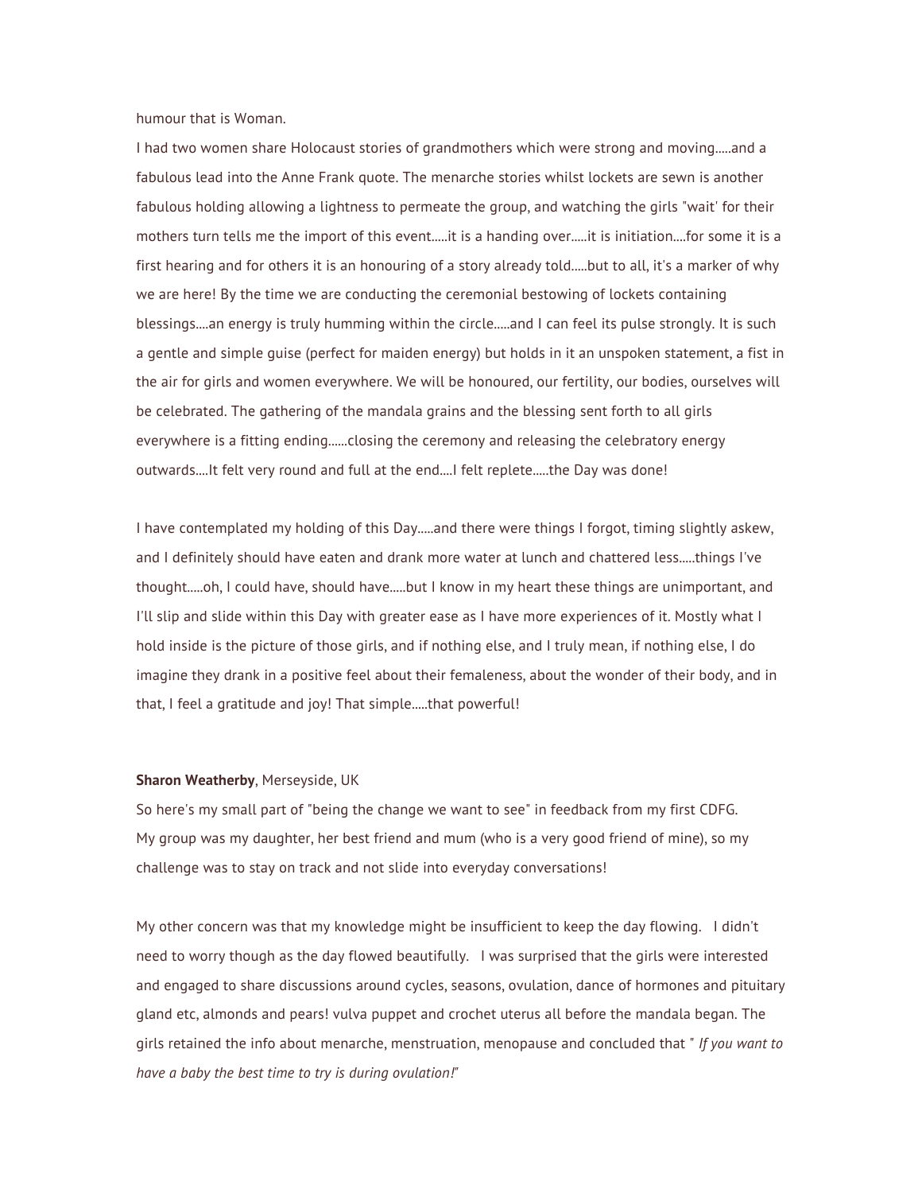humour that is Woman.

I had two women share Holocaust stories of grandmothers which were strong and moving.....and a fabulous lead into the Anne Frank quote. The menarche stories whilst lockets are sewn is another fabulous holding allowing a lightness to permeate the group, and watching the girls "wait' for their mothers turn tells me the import of this event.....it is a handing over.....it is initiation....for some it is a first hearing and for others it is an honouring of a story already told.....but to all, it's a marker of why we are here! By the time we are conducting the ceremonial bestowing of lockets containing blessings....an energy is truly humming within the circle.....and I can feel its pulse strongly. It is such a gentle and simple guise (perfect for maiden energy) but holds in it an unspoken statement, a fist in the air for girls and women everywhere. We will be honoured, our fertility, our bodies, ourselves will be celebrated. The gathering of the mandala grains and the blessing sent forth to all girls everywhere is a fitting ending......closing the ceremony and releasing the celebratory energy outwards....It felt very round and full at the end....I felt replete.....the Day was done!

I have contemplated my holding of this Day.....and there were things I forgot, timing slightly askew, and I definitely should have eaten and drank more water at lunch and chattered less.....things I've thought.....oh, I could have, should have.....but I know in my heart these things are unimportant, and I'll slip and slide within this Day with greater ease as I have more experiences of it. Mostly what I hold inside is the picture of those girls, and if nothing else, and I truly mean, if nothing else, I do imagine they drank in a positive feel about their femaleness, about the wonder of their body, and in that, I feel a gratitude and joy! That simple.....that powerful!

**Sharon Weatherby**, Merseyside, UK

So here's my small part of "being the change we want to see" in feedback from my first CDFG.
My group was my daughter, her best friend and mum (who is a very good friend of mine), so my challenge was to stay on track and not slide into everyday conversations!

My other concern was that my knowledge might be insufficient to keep the day flowing. I didn't need to worry though as the day flowed beautifully. I was surprised that the girls were interested and engaged to share discussions around cycles, seasons, ovulation, dance of hormones and pituitary gland etc, almonds and pears! vulva puppet and crochet uterus all before the mandala began. The girls retained the info about menarche, menstruation, menopause and concluded that " *If you want to have a baby the best time to try is during ovulation!*"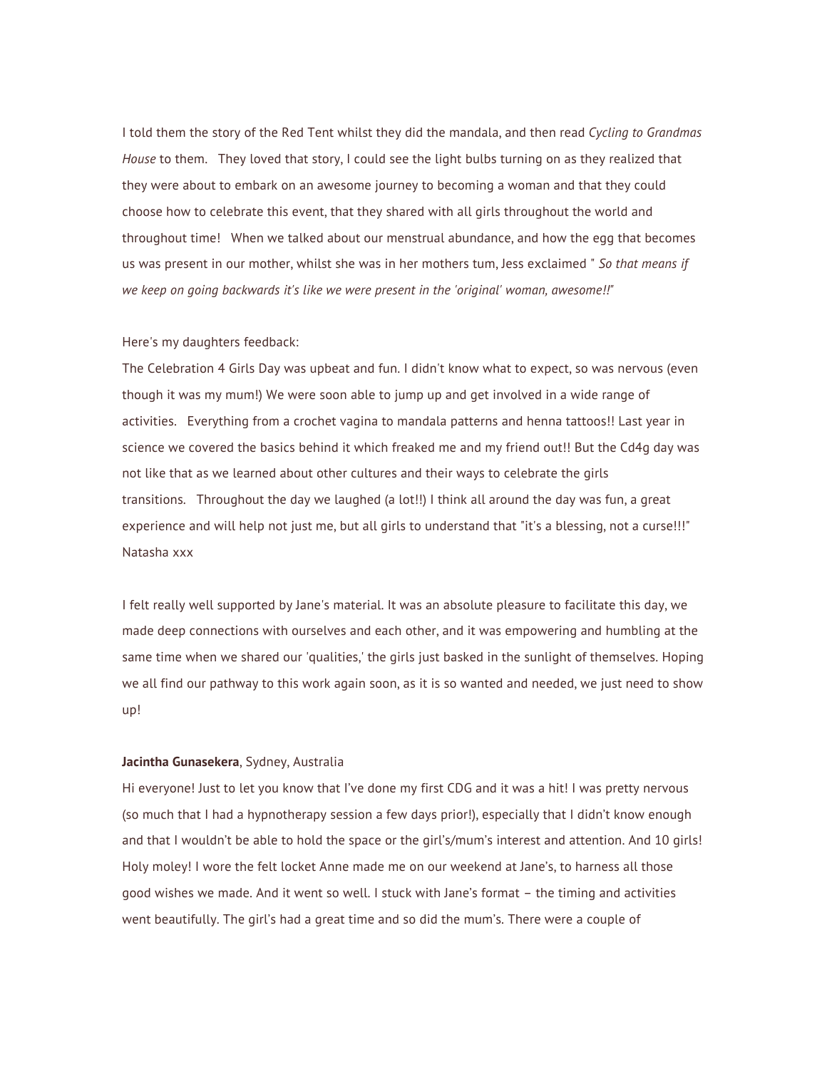I told them the story of the Red Tent whilst they did the mandala, and then read *Cycling to Grandmas House* to them. They loved that story, I could see the light bulbs turning on as they realized that they were about to embark on an awesome journey to becoming a woman and that they could choose how to celebrate this event, that they shared with all girls throughout the world and throughout time! When we talked about our menstrual abundance, and how the egg that becomes us was present in our mother, whilst she was in her mothers tum, Jess exclaimed " *So that means if we keep on going backwards it's like we were present in the 'original' woman, awesome!!*"

Here's my daughters feedback:

The Celebration 4 Girls Day was upbeat and fun. I didn't know what to expect, so was nervous (even though it was my mum!) We were soon able to jump up and get involved in a wide range of activities. Everything from a crochet vagina to mandala patterns and henna tattoos!! Last year in science we covered the basics behind it which freaked me and my friend out!! But the Cd4g day was not like that as we learned about other cultures and their ways to celebrate the girls transitions. Throughout the day we laughed (a lot!!) I think all around the day was fun, a great experience and will help not just me, but all girls to understand that "it's a blessing, not a curse!!!" Natasha xxx

I felt really well supported by Jane's material. It was an absolute pleasure to facilitate this day, we made deep connections with ourselves and each other, and it was empowering and humbling at the same time when we shared our 'qualities,' the girls just basked in the sunlight of themselves. Hoping we all find our pathway to this work again soon, as it is so wanted and needed, we just need to show up!

**Jacintha Gunasekera**, Sydney, Australia

Hi everyone! Just to let you know that I've done my first CDG and it was a hit! I was pretty nervous (so much that I had a hypnotherapy session a few days prior!), especially that I didn't know enough and that I wouldn't be able to hold the space or the girl's/mum's interest and attention. And 10 girls! Holy moley! I wore the felt locket Anne made me on our weekend at Jane's, to harness all those good wishes we made. And it went so well. I stuck with Jane's format – the timing and activities went beautifully. The girl's had a great time and so did the mum's. There were a couple of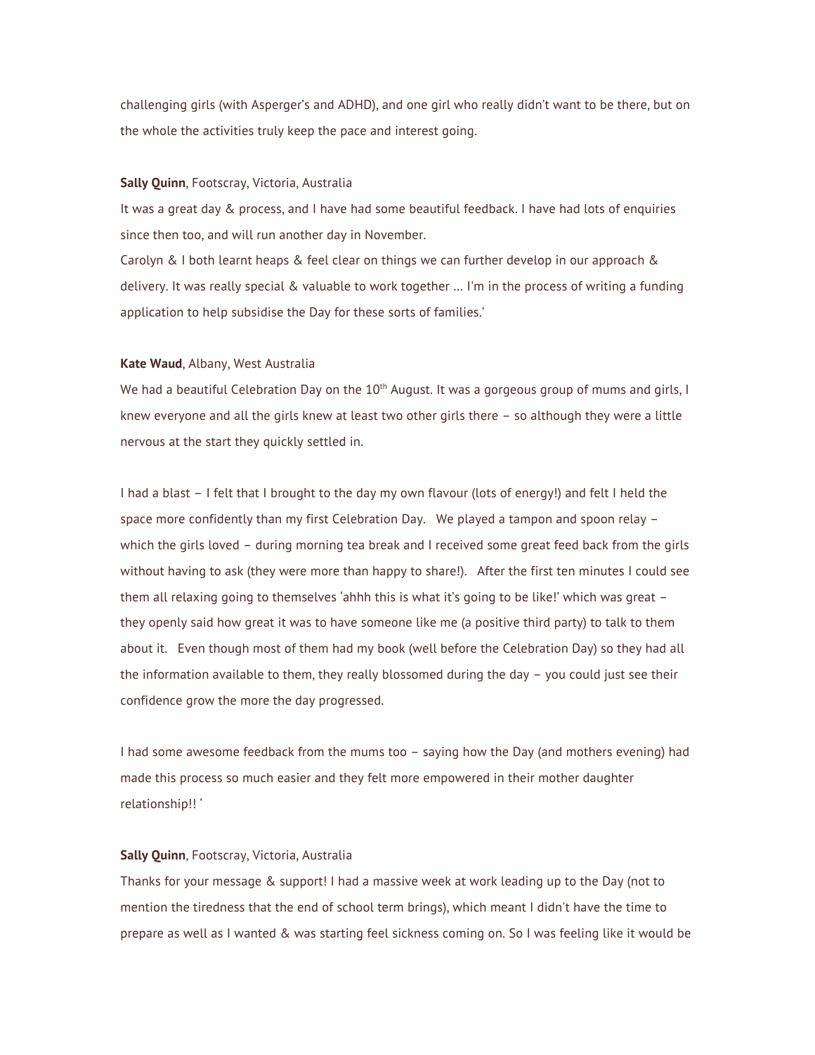challenging girls (with Asperger's and ADHD), and one girl who really didn't want to be there, but on the whole the activities truly keep the pace and interest going.

**Sally Quinn**, Footscray, Victoria, Australia

It was a great day & process, and I have had some beautiful feedback. I have had lots of enquiries since then too, and will run another day in November.

Carolyn & I both learnt heaps & feel clear on things we can further develop in our approach & delivery. It was really special & valuable to work together … I'm in the process of writing a funding application to help subsidise the Day for these sorts of families.'

**Kate Waud**, Albany, West Australia

We had a beautiful Celebration Day on the 10th August. It was a gorgeous group of mums and girls, I knew everyone and all the girls knew at least two other girls there – so although they were a little nervous at the start they quickly settled in.

I had a blast – I felt that I brought to the day my own flavour (lots of energy!) and felt I held the space more confidently than my first Celebration Day. We played a tampon and spoon relay – which the girls loved – during morning tea break and I received some great feed back from the girls without having to ask (they were more than happy to share!). After the first ten minutes I could see them all relaxing going to themselves 'ahhh this is what it's going to be like!' which was great – they openly said how great it was to have someone like me (a positive third party) to talk to them about it. Even though most of them had my book (well before the Celebration Day) so they had all the information available to them, they really blossomed during the day – you could just see their confidence grow the more the day progressed.

I had some awesome feedback from the mums too – saying how the Day (and mothers evening) had made this process so much easier and they felt more empowered in their mother daughter relationship!! '

**Sally Quinn**, Footscray, Victoria, Australia

Thanks for your message & support! I had a massive week at work leading up to the Day (not to mention the tiredness that the end of school term brings), which meant I didn't have the time to prepare as well as I wanted & was starting feel sickness coming on. So I was feeling like it would be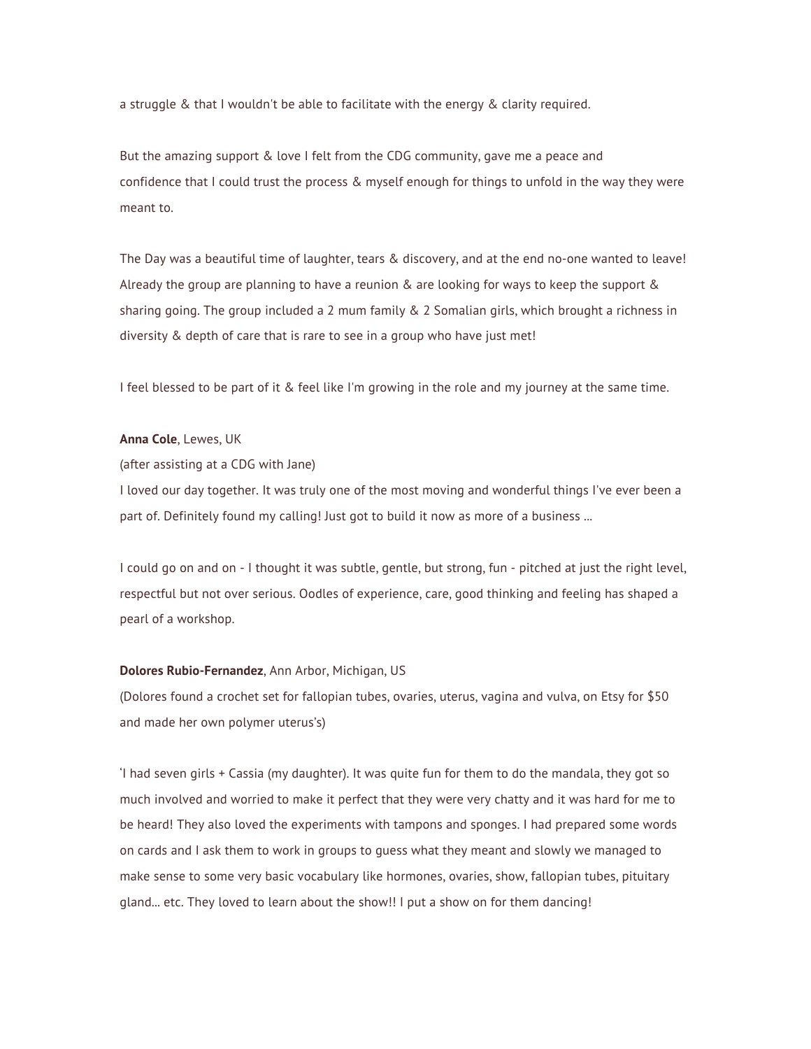a struggle & that I wouldn't be able to facilitate with the energy & clarity required.

But the amazing support & love I felt from the CDG community, gave me a peace and confidence that I could trust the process & myself enough for things to unfold in the way they were meant to.

The Day was a beautiful time of laughter, tears & discovery, and at the end no-one wanted to leave! Already the group are planning to have a reunion & are looking for ways to keep the support & sharing going. The group included a 2 mum family & 2 Somalian girls, which brought a richness in diversity & depth of care that is rare to see in a group who have just met!

I feel blessed to be part of it & feel like I'm growing in the role and my journey at the same time.

**Anna Cole**, Lewes, UK

(after assisting at a CDG with Jane)

I loved our day together. It was truly one of the most moving and wonderful things I've ever been a part of. Definitely found my calling! Just got to build it now as more of a business ...

I could go on and on - I thought it was subtle, gentle, but strong, fun - pitched at just the right level, respectful but not over serious. Oodles of experience, care, good thinking and feeling has shaped a pearl of a workshop.

**Dolores Rubio-Fernandez**, Ann Arbor, Michigan, US

(Dolores found a crochet set for fallopian tubes, ovaries, uterus, vagina and vulva, on Etsy for $50 and made her own polymer uterus's)

'I had seven girls + Cassia (my daughter). It was quite fun for them to do the mandala, they got so much involved and worried to make it perfect that they were very chatty and it was hard for me to be heard! They also loved the experiments with tampons and sponges. I had prepared some words on cards and I ask them to work in groups to guess what they meant and slowly we managed to make sense to some very basic vocabulary like hormones, ovaries, show, fallopian tubes, pituitary gland... etc. They loved to learn about the show!! I put a show on for them dancing!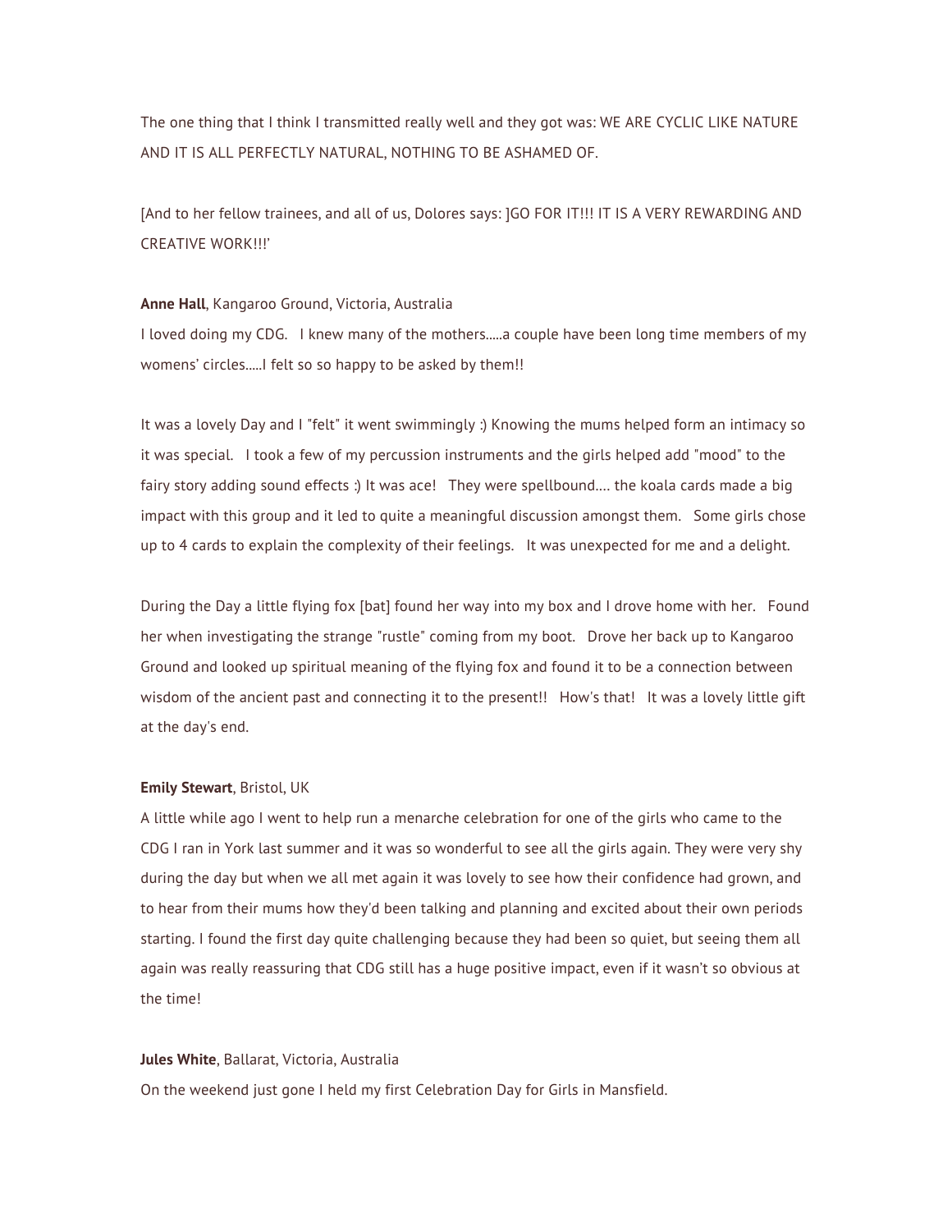The one thing that I think I transmitted really well and they got was: WE ARE CYCLIC LIKE NATURE AND IT IS ALL PERFECTLY NATURAL, NOTHING TO BE ASHAMED OF.

[And to her fellow trainees, and all of us, Dolores says: ]GO FOR IT!!! IT IS A VERY REWARDING AND CREATIVE WORK!!!'

**Anne Hall**, Kangaroo Ground, Victoria, Australia
I loved doing my CDG.   I knew many of the mothers.....a couple have been long time members of my womens' circles.....I felt so so happy to be asked by them!!

It was a lovely Day and I "felt" it went swimmingly :) Knowing the mums helped form an intimacy so it was special.   I took a few of my percussion instruments and the girls helped add "mood" to the fairy story adding sound effects :) It was ace!   They were spellbound.... the koala cards made a big impact with this group and it led to quite a meaningful discussion amongst them.   Some girls chose up to 4 cards to explain the complexity of their feelings.   It was unexpected for me and a delight.

During the Day a little flying fox [bat] found her way into my box and I drove home with her.   Found her when investigating the strange "rustle" coming from my boot.   Drove her back up to Kangaroo Ground and looked up spiritual meaning of the flying fox and found it to be a connection between wisdom of the ancient past and connecting it to the present!!   How's that!   It was a lovely little gift at the day's end.

**Emily Stewart**, Bristol, UK
A little while ago I went to help run a menarche celebration for one of the girls who came to the CDG I ran in York last summer and it was so wonderful to see all the girls again. They were very shy during the day but when we all met again it was lovely to see how their confidence had grown, and to hear from their mums how they'd been talking and planning and excited about their own periods starting. I found the first day quite challenging because they had been so quiet, but seeing them all again was really reassuring that CDG still has a huge positive impact, even if it wasn't so obvious at the time!

**Jules White**, Ballarat, Victoria, Australia
On the weekend just gone I held my first Celebration Day for Girls in Mansfield.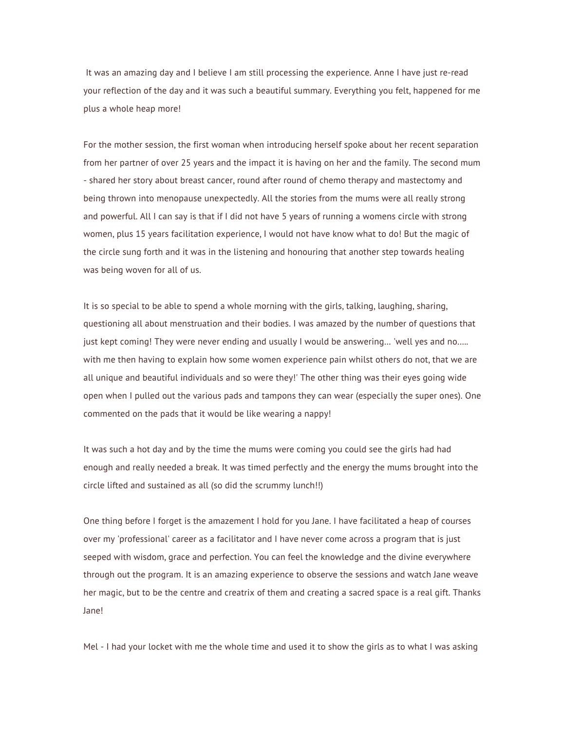It was an amazing day and I believe I am still processing the experience. Anne I have just re-read your reflection of the day and it was such a beautiful summary. Everything you felt, happened for me plus a whole heap more!

For the mother session, the first woman when introducing herself spoke about her recent separation from her partner of over 25 years and the impact it is having on her and the family. The second mum - shared her story about breast cancer, round after round of chemo therapy and mastectomy and being thrown into menopause unexpectedly. All the stories from the mums were all really strong and powerful. All I can say is that if I did not have 5 years of running a womens circle with strong women, plus 15 years facilitation experience, I would not have know what to do! But the magic of the circle sung forth and it was in the listening and honouring that another step towards healing was being woven for all of us.

It is so special to be able to spend a whole morning with the girls, talking, laughing, sharing, questioning all about menstruation and their bodies. I was amazed by the number of questions that just kept coming! They were never ending and usually I would be answering… 'well yes and no….. with me then having to explain how some women experience pain whilst others do not, that we are all unique and beautiful individuals and so were they!' The other thing was their eyes going wide open when I pulled out the various pads and tampons they can wear (especially the super ones). One commented on the pads that it would be like wearing a nappy!

It was such a hot day and by the time the mums were coming you could see the girls had had enough and really needed a break. It was timed perfectly and the energy the mums brought into the circle lifted and sustained as all (so did the scrummy lunch!!)

One thing before I forget is the amazement I hold for you Jane. I have facilitated a heap of courses over my 'professional' career as a facilitator and I have never come across a program that is just seeped with wisdom, grace and perfection. You can feel the knowledge and the divine everywhere through out the program. It is an amazing experience to observe the sessions and watch Jane weave her magic, but to be the centre and creatrix of them and creating a sacred space is a real gift. Thanks Jane!

Mel - I had your locket with me the whole time and used it to show the girls as to what I was asking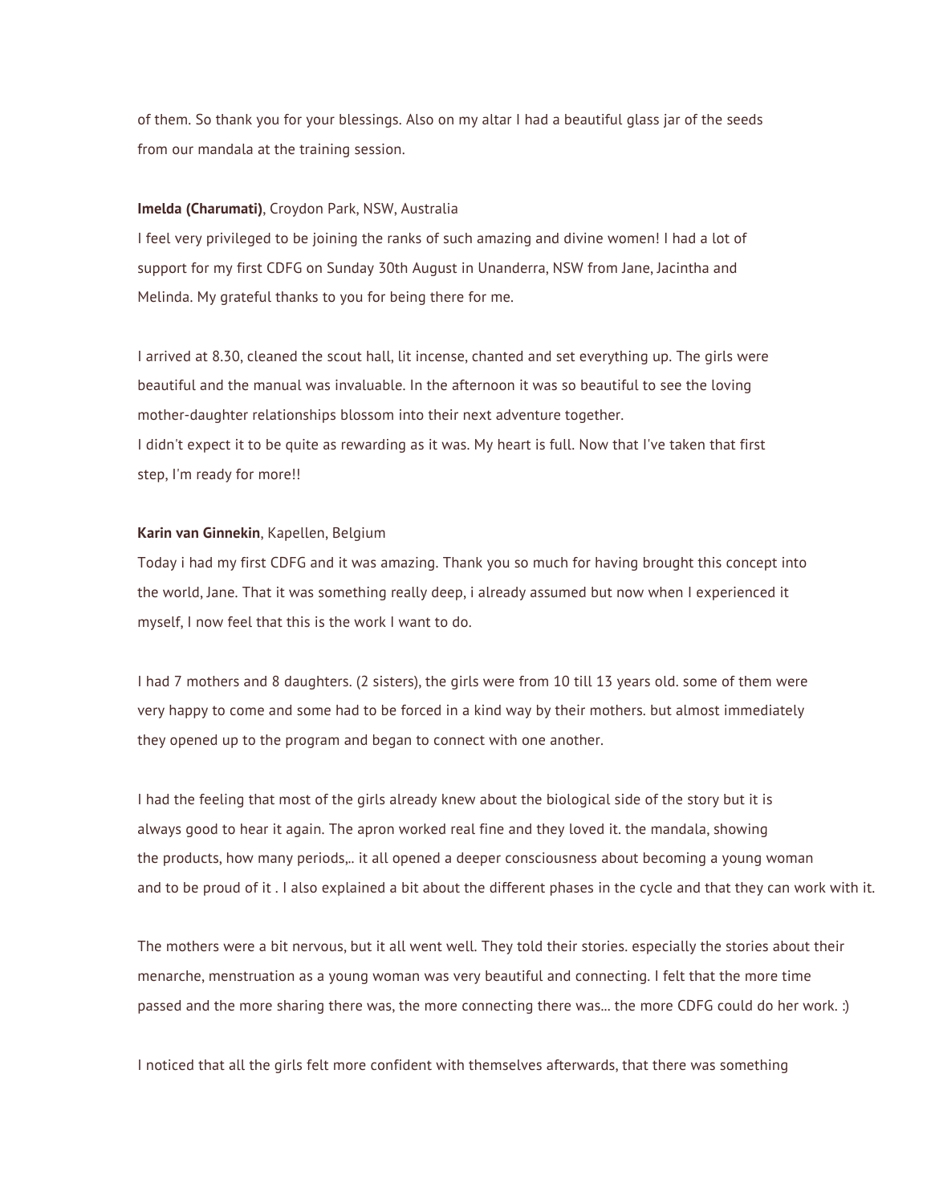of them. So thank you for your blessings. Also on my altar I had a beautiful glass jar of the seeds from our mandala at the training session.

**Imelda (Charumati)**, Croydon Park, NSW, Australia
I feel very privileged to be joining the ranks of such amazing and divine women! I had a lot of support for my first CDFG on Sunday 30th August in Unanderra, NSW from Jane, Jacintha and Melinda. My grateful thanks to you for being there for me.

I arrived at 8.30, cleaned the scout hall, lit incense, chanted and set everything up. The girls were beautiful and the manual was invaluable. In the afternoon it was so beautiful to see the loving mother-daughter relationships blossom into their next adventure together.
I didn't expect it to be quite as rewarding as it was. My heart is full. Now that I've taken that first step, I'm ready for more!!

**Karin van Ginnekin**, Kapellen, Belgium
Today i had my first CDFG and it was amazing. Thank you so much for having brought this concept into the world, Jane. That it was something really deep, i already assumed but now when I experienced it myself, I now feel that this is the work I want to do.

I had 7 mothers and 8 daughters. (2 sisters), the girls were from 10 till 13 years old. some of them were very happy to come and some had to be forced in a kind way by their mothers. but almost immediately they opened up to the program and began to connect with one another.

I had the feeling that most of the girls already knew about the biological side of the story but it is always good to hear it again. The apron worked real fine and they loved it. the mandala, showing the products, how many periods,.. it all opened a deeper consciousness about becoming a young woman and to be proud of it . I also explained a bit about the different phases in the cycle and that they can work with it.

The mothers were a bit nervous, but it all went well. They told their stories. especially the stories about their menarche, menstruation as a young woman was very beautiful and connecting. I felt that the more time passed and the more sharing there was, the more connecting there was... the more CDFG could do her work. :)

I noticed that all the girls felt more confident with themselves afterwards, that there was something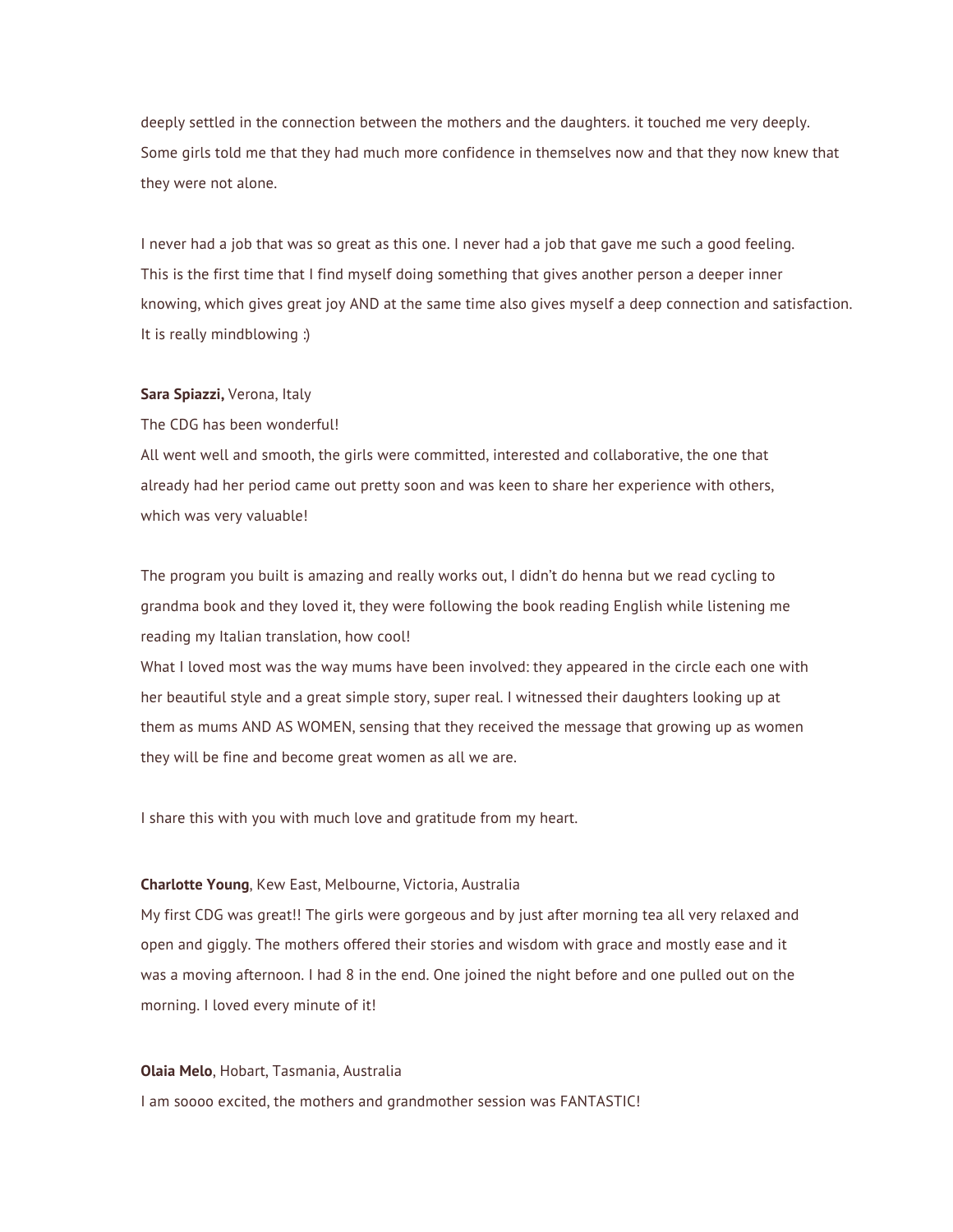deeply settled in the connection between the mothers and the daughters. it touched me very deeply. Some girls told me that they had much more confidence in themselves now and that they now knew that they were not alone.

I never had a job that was so great as this one. I never had a job that gave me such a good feeling. This is the first time that I find myself doing something that gives another person a deeper inner knowing, which gives great joy AND at the same time also gives myself a deep connection and satisfaction. It is really mindblowing :)

**Sara Spiazzi,** Verona, Italy

The CDG has been wonderful!

All went well and smooth, the girls were committed, interested and collaborative, the one that already had her period came out pretty soon and was keen to share her experience with others, which was very valuable!

The program you built is amazing and really works out, I didn't do henna but we read cycling to grandma book and they loved it, they were following the book reading English while listening me reading my Italian translation, how cool!

What I loved most was the way mums have been involved: they appeared in the circle each one with her beautiful style and a great simple story, super real. I witnessed their daughters looking up at them as mums AND AS WOMEN, sensing that they received the message that growing up as women they will be fine and become great women as all we are.

I share this with you with much love and gratitude from my heart.

**Charlotte Young**, Kew East, Melbourne, Victoria, Australia

My first CDG was great!! The girls were gorgeous and by just after morning tea all very relaxed and open and giggly. The mothers offered their stories and wisdom with grace and mostly ease and it was a moving afternoon. I had 8 in the end. One joined the night before and one pulled out on the morning. I loved every minute of it!

**Olaia Melo**, Hobart, Tasmania, Australia

I am soooo excited, the mothers and grandmother session was FANTASTIC!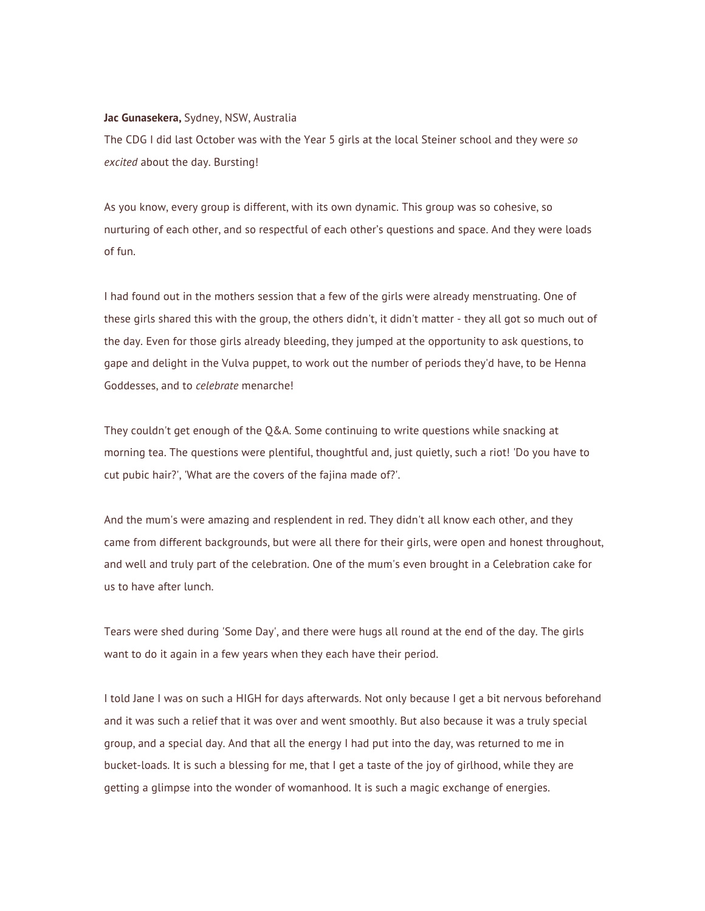**Jac Gunasekera,** Sydney, NSW, Australia
The CDG I did last October was with the Year 5 girls at the local Steiner school and they were *so excited* about the day. Bursting!

As you know, every group is different, with its own dynamic. This group was so cohesive, so nurturing of each other, and so respectful of each other's questions and space. And they were loads of fun.

I had found out in the mothers session that a few of the girls were already menstruating. One of these girls shared this with the group, the others didn't, it didn't matter - they all got so much out of the day. Even for those girls already bleeding, they jumped at the opportunity to ask questions, to gape and delight in the Vulva puppet, to work out the number of periods they'd have, to be Henna Goddesses, and to *celebrate* menarche!

They couldn't get enough of the Q&A. Some continuing to write questions while snacking at morning tea. The questions were plentiful, thoughtful and, just quietly, such a riot! 'Do you have to cut pubic hair?', 'What are the covers of the fajina made of?'.

And the mum's were amazing and resplendent in red. They didn't all know each other, and they came from different backgrounds, but were all there for their girls, were open and honest throughout, and well and truly part of the celebration. One of the mum's even brought in a Celebration cake for us to have after lunch.

Tears were shed during 'Some Day', and there were hugs all round at the end of the day. The girls want to do it again in a few years when they each have their period.

I told Jane I was on such a HIGH for days afterwards. Not only because I get a bit nervous beforehand and it was such a relief that it was over and went smoothly. But also because it was a truly special group, and a special day. And that all the energy I had put into the day, was returned to me in bucket-loads. It is such a blessing for me, that I get a taste of the joy of girlhood, while they are getting a glimpse into the wonder of womanhood. It is such a magic exchange of energies.